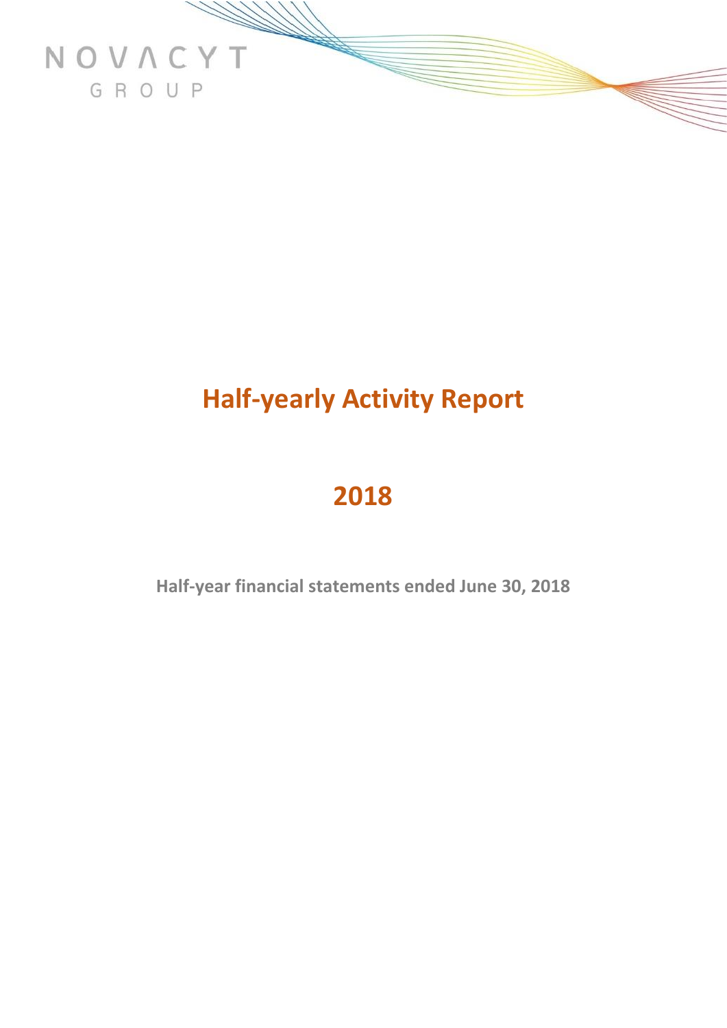NOVACYT

GROUP

# Half-yearly Activity Report

# 2018

**Half-year financial statements ended June 30, 2018**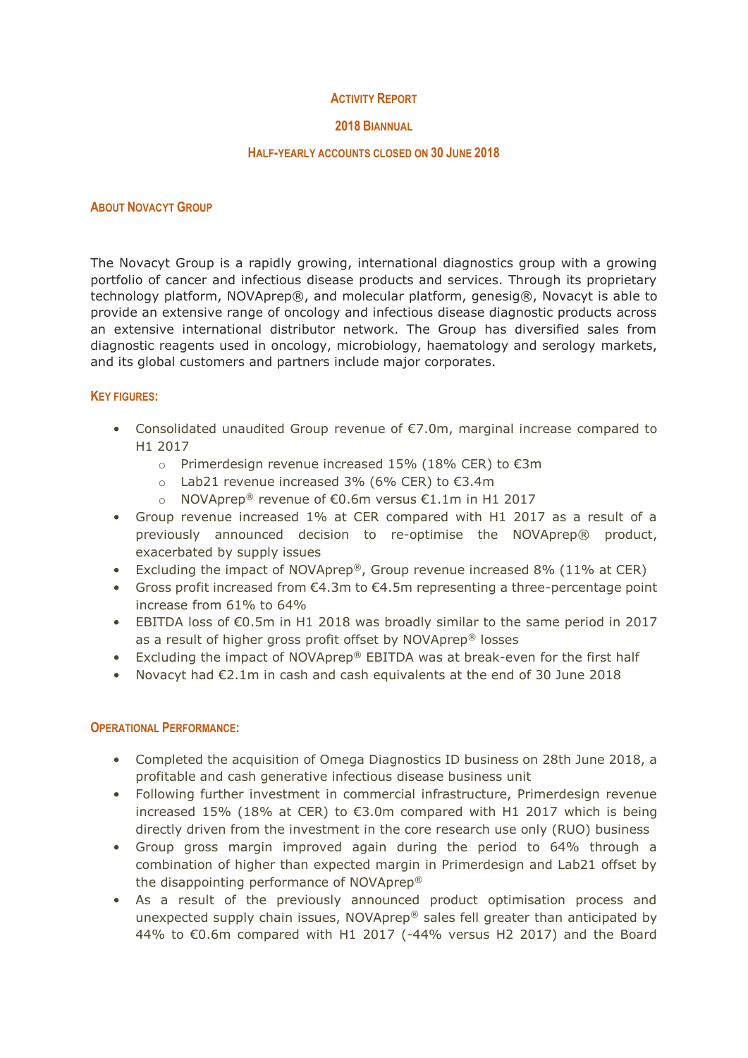# ACTIVITY REPORT

## 2018 BIANNUAL

## HALF-YEARLY ACCOUNTS CLOSED ON 30 JUNE 2018

### ABOUT NOVACYT GROUP

The Novacyt Group is a rapidly growing, international diagnostics group with a growing portfolio of cancer and infectious disease products and services. Through its proprietary technology platform, NOVAprep®, and molecular platform, genesig®, Novacyt is able to provide an extensive range of oncology and infectious disease diagnostic products across an extensive international distributor network. The Group has diversified sales from diagnostic reagents used in oncology, microbiology, haematology and serology markets, and its global customers and partners include major corporates.

### KEY FIGURES:

- Consolidated unaudited Group revenue of €7.0m, marginal increase compared to H1 2017
  - Primerdesign revenue increased 15% (18% CER) to €3m
  - Lab21 revenue increased 3% (6% CER) to €3.4m
  - NOVAprep® revenue of €0.6m versus €1.1m in H1 2017
- Group revenue increased 1% at CER compared with H1 2017 as a result of a previously announced decision to re-optimise the NOVAprep® product, exacerbated by supply issues
- Excluding the impact of NOVAprep®, Group revenue increased 8% (11% at CER)
- Gross profit increased from €4.3m to €4.5m representing a three-percentage point increase from 61% to 64%
- EBITDA loss of €0.5m in H1 2018 was broadly similar to the same period in 2017 as a result of higher gross profit offset by NOVAprep® losses
- Excluding the impact of NOVAprep® EBITDA was at break-even for the first half
- Novacyt had €2.1m in cash and cash equivalents at the end of 30 June 2018

### OPERATIONAL PERFORMANCE:

- Completed the acquisition of Omega Diagnostics ID business on 28th June 2018, a profitable and cash generative infectious disease business unit
- Following further investment in commercial infrastructure, Primerdesign revenue increased 15% (18% at CER) to €3.0m compared with H1 2017 which is being directly driven from the investment in the core research use only (RUO) business
- Group gross margin improved again during the period to 64% through a combination of higher than expected margin in Primerdesign and Lab21 offset by the disappointing performance of NOVAprep®
- As a result of the previously announced product optimisation process and unexpected supply chain issues, NOVAprep® sales fell greater than anticipated by 44% to €0.6m compared with H1 2017 (-44% versus H2 2017) and the Board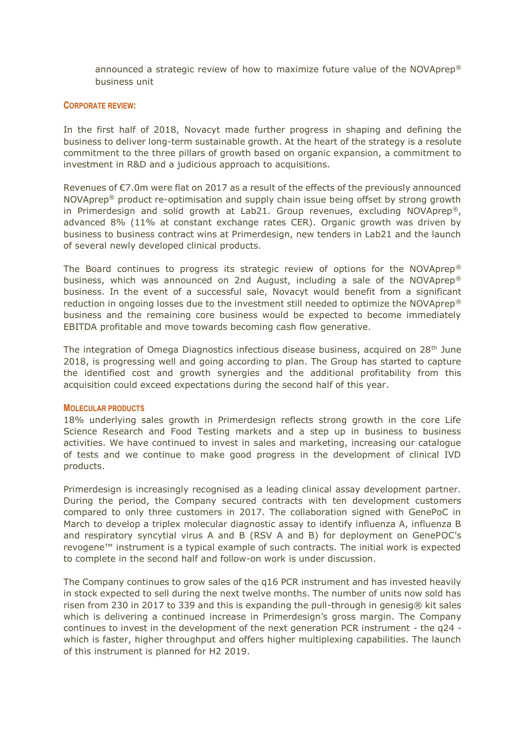announced a strategic review of how to maximize future value of the NOVAprep® business unit

## CORPORATE REVIEW:

In the first half of 2018, Novacyt made further progress in shaping and defining the business to deliver long-term sustainable growth. At the heart of the strategy is a resolute commitment to the three pillars of growth based on organic expansion, a commitment to investment in R&D and a judicious approach to acquisitions.

Revenues of €7.0m were flat on 2017 as a result of the effects of the previously announced NOVAprep® product re-optimisation and supply chain issue being offset by strong growth in Primerdesign and solid growth at Lab21. Group revenues, excluding NOVAprep®, advanced 8% (11% at constant exchange rates CER). Organic growth was driven by business to business contract wins at Primerdesign, new tenders in Lab21 and the launch of several newly developed clinical products.

The Board continues to progress its strategic review of options for the NOVAprep® business, which was announced on 2nd August, including a sale of the NOVAprep® business. In the event of a successful sale, Novacyt would benefit from a significant reduction in ongoing losses due to the investment still needed to optimize the NOVAprep® business and the remaining core business would be expected to become immediately EBITDA profitable and move towards becoming cash flow generative.

The integration of Omega Diagnostics infectious disease business, acquired on 28th June 2018, is progressing well and going according to plan. The Group has started to capture the identified cost and growth synergies and the additional profitability from this acquisition could exceed expectations during the second half of this year.

## MOLECULAR PRODUCTS

18% underlying sales growth in Primerdesign reflects strong growth in the core Life Science Research and Food Testing markets and a step up in business to business activities. We have continued to invest in sales and marketing, increasing our catalogue of tests and we continue to make good progress in the development of clinical IVD products.

Primerdesign is increasingly recognised as a leading clinical assay development partner. During the period, the Company secured contracts with ten development customers compared to only three customers in 2017. The collaboration signed with GenePoC in March to develop a triplex molecular diagnostic assay to identify influenza A, influenza B and respiratory syncytial virus A and B (RSV A and B) for deployment on GenePOC's revogene™ instrument is a typical example of such contracts. The initial work is expected to complete in the second half and follow-on work is under discussion.

The Company continues to grow sales of the q16 PCR instrument and has invested heavily in stock expected to sell during the next twelve months. The number of units now sold has risen from 230 in 2017 to 339 and this is expanding the pull-through in genesig® kit sales which is delivering a continued increase in Primerdesign's gross margin. The Company continues to invest in the development of the next generation PCR instrument - the q24 - which is faster, higher throughput and offers higher multiplexing capabilities. The launch of this instrument is planned for H2 2019.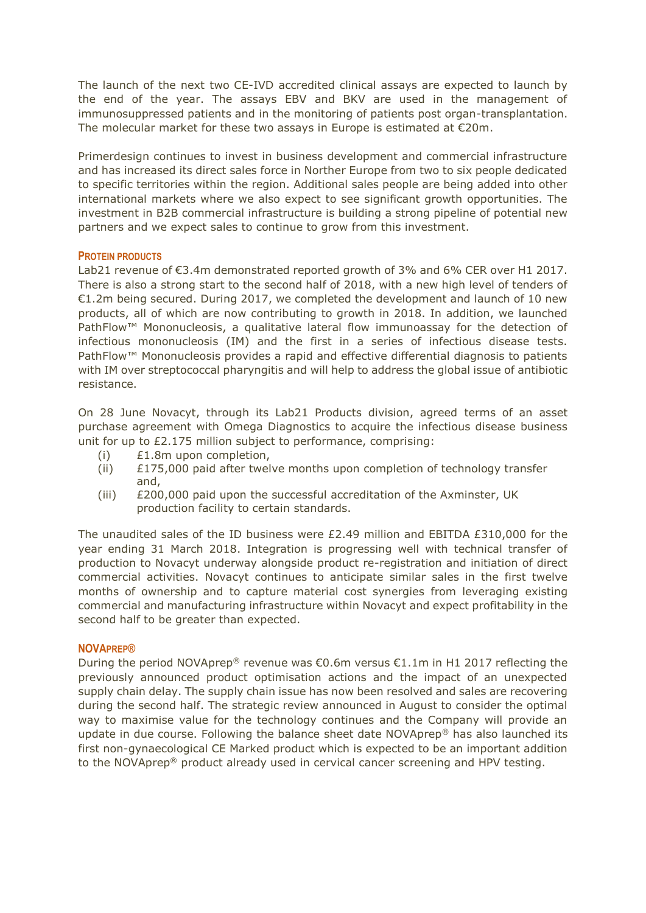The launch of the next two CE-IVD accredited clinical assays are expected to launch by the end of the year. The assays EBV and BKV are used in the management of immunosuppressed patients and in the monitoring of patients post organ-transplantation. The molecular market for these two assays in Europe is estimated at €20m.

Primerdesign continues to invest in business development and commercial infrastructure and has increased its direct sales force in Norther Europe from two to six people dedicated to specific territories within the region. Additional sales people are being added into other international markets where we also expect to see significant growth opportunities. The investment in B2B commercial infrastructure is building a strong pipeline of potential new partners and we expect sales to continue to grow from this investment.

## PROTEIN PRODUCTS

Lab21 revenue of €3.4m demonstrated reported growth of 3% and 6% CER over H1 2017. There is also a strong start to the second half of 2018, with a new high level of tenders of €1.2m being secured. During 2017, we completed the development and launch of 10 new products, all of which are now contributing to growth in 2018. In addition, we launched PathFlow™ Mononucleosis, a qualitative lateral flow immunoassay for the detection of infectious mononucleosis (IM) and the first in a series of infectious disease tests. PathFlow™ Mononucleosis provides a rapid and effective differential diagnosis to patients with IM over streptococcal pharyngitis and will help to address the global issue of antibiotic resistance.

On 28 June Novacyt, through its Lab21 Products division, agreed terms of an asset purchase agreement with Omega Diagnostics to acquire the infectious disease business unit for up to £2.175 million subject to performance, comprising:

(i) £1.8m upon completion,
(ii) £175,000 paid after twelve months upon completion of technology transfer and,
(iii) £200,000 paid upon the successful accreditation of the Axminster, UK production facility to certain standards.

The unaudited sales of the ID business were £2.49 million and EBITDA £310,000 for the year ending 31 March 2018. Integration is progressing well with technical transfer of production to Novacyt underway alongside product re-registration and initiation of direct commercial activities. Novacyt continues to anticipate similar sales in the first twelve months of ownership and to capture material cost synergies from leveraging existing commercial and manufacturing infrastructure within Novacyt and expect profitability in the second half to be greater than expected.

## NOVAPREP®

During the period NOVAprep® revenue was €0.6m versus €1.1m in H1 2017 reflecting the previously announced product optimisation actions and the impact of an unexpected supply chain delay. The supply chain issue has now been resolved and sales are recovering during the second half. The strategic review announced in August to consider the optimal way to maximise value for the technology continues and the Company will provide an update in due course. Following the balance sheet date NOVAprep® has also launched its first non-gynaecological CE Marked product which is expected to be an important addition to the NOVAprep® product already used in cervical cancer screening and HPV testing.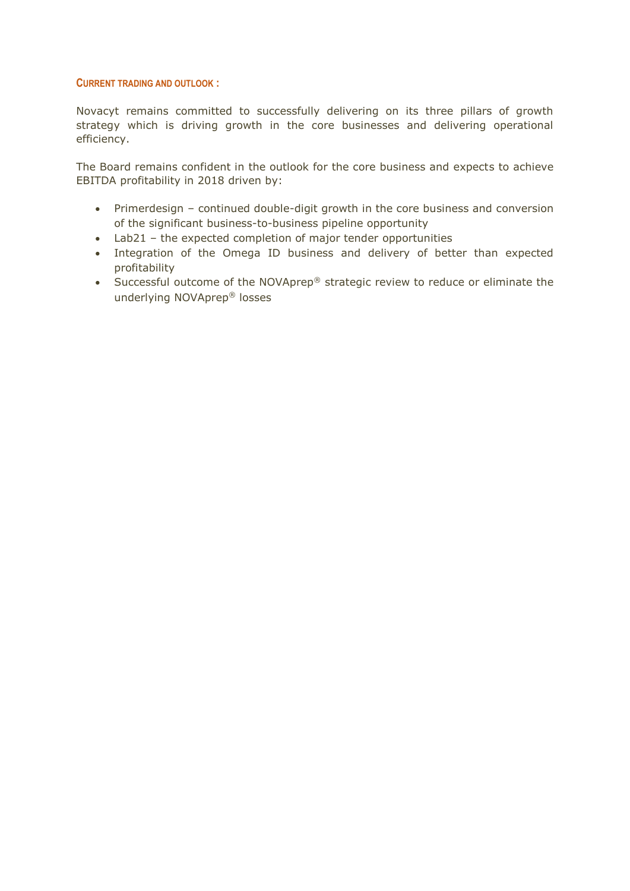### CURRENT TRADING AND OUTLOOK :

Novacyt remains committed to successfully delivering on its three pillars of growth strategy which is driving growth in the core businesses and delivering operational efficiency.

The Board remains confident in the outlook for the core business and expects to achieve EBITDA profitability in 2018 driven by:

- Primerdesign – continued double-digit growth in the core business and conversion of the significant business-to-business pipeline opportunity
- Lab21 – the expected completion of major tender opportunities
- Integration of the Omega ID business and delivery of better than expected profitability
- Successful outcome of the NOVAprep® strategic review to reduce or eliminate the underlying NOVAprep® losses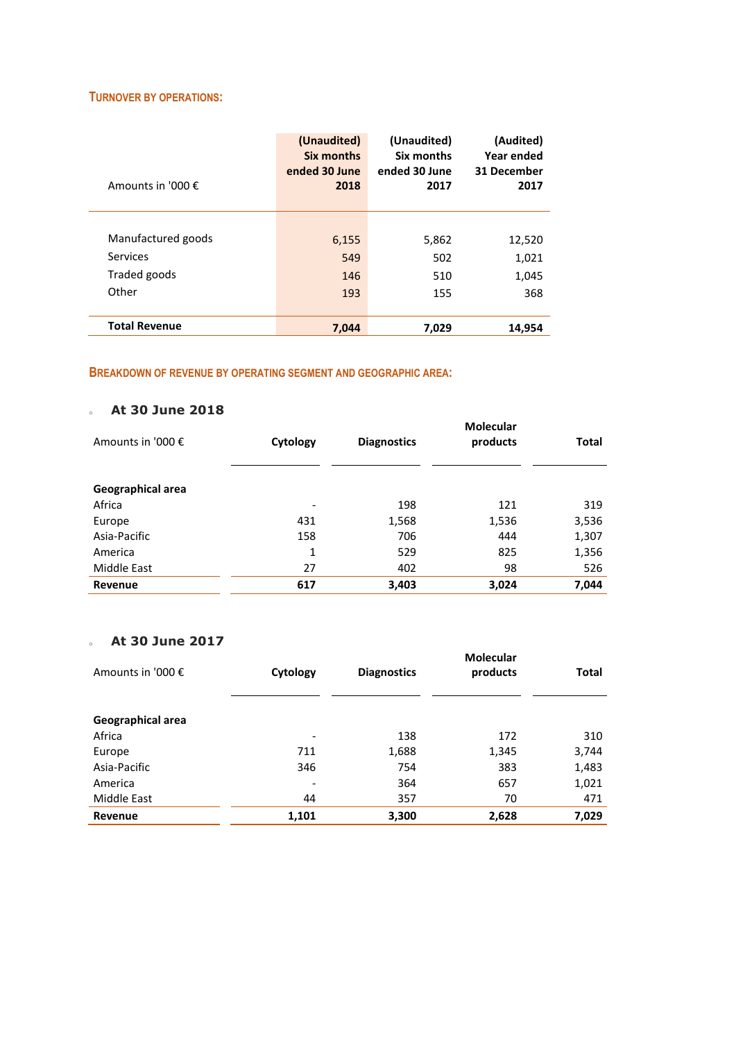### TURNOVER BY OPERATIONS:

| Amounts in '000 € | (Unaudited) Six months ended 30 June 2018 | (Unaudited) Six months ended 30 June 2017 | (Audited) Year ended 31 December 2017 |
|---|---|---|---|
| Manufactured goods | 6,155 | 5,862 | 12,520 |
| Services | 549 | 502 | 1,021 |
| Traded goods | 146 | 510 | 1,045 |
| Other | 193 | 155 | 368 |
| **Total Revenue** | **7,044** | **7,029** | **14,954** |

### BREAKDOWN OF REVENUE BY OPERATING SEGMENT AND GEOGRAPHIC AREA:

- **At 30 June 2018**

| Amounts in '000 € | Cytology | Diagnostics | Molecular products | Total |
|---|---|---|---|---|
| **Geographical area** | | | | |
| Africa | - | 198 | 121 | 319 |
| Europe | 431 | 1,568 | 1,536 | 3,536 |
| Asia-Pacific | 158 | 706 | 444 | 1,307 |
| America | 1 | 529 | 825 | 1,356 |
| Middle East | 27 | 402 | 98 | 526 |
| **Revenue** | **617** | **3,403** | **3,024** | **7,044** |

- **At 30 June 2017**

| Amounts in '000 € | Cytology | Diagnostics | Molecular products | Total |
|---|---|---|---|---|
| **Geographical area** | | | | |
| Africa | - | 138 | 172 | 310 |
| Europe | 711 | 1,688 | 1,345 | 3,744 |
| Asia-Pacific | 346 | 754 | 383 | 1,483 |
| America | - | 364 | 657 | 1,021 |
| Middle East | 44 | 357 | 70 | 471 |
| **Revenue** | **1,101** | **3,300** | **2,628** | **7,029** |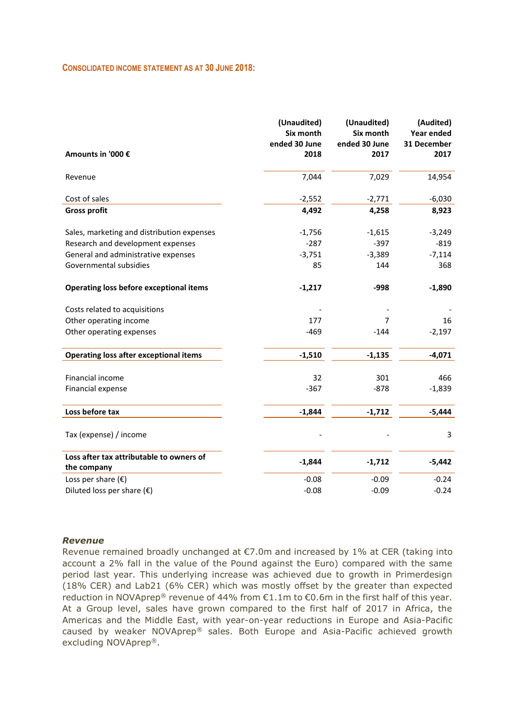## CONSOLIDATED INCOME STATEMENT AS AT 30 JUNE 2018:

| Amounts in '000 € | (Unaudited) Six month ended 30 June 2018 | (Unaudited) Six month ended 30 June 2017 | (Audited) Year ended 31 December 2017 |
|---|---|---|---|
| Revenue | 7,044 | 7,029 | 14,954 |
| Cost of sales | -2,552 | -2,771 | -6,030 |
| **Gross profit** | **4,492** | **4,258** | **8,923** |
| Sales, marketing and distribution expenses | -1,756 | -1,615 | -3,249 |
| Research and development expenses | -287 | -397 | -819 |
| General and administrative expenses | -3,751 | -3,389 | -7,114 |
| Governmental subsidies | 85 | 144 | 368 |
| **Operating loss before exceptional items** | **-1,217** | **-998** | **-1,890** |
| Costs related to acquisitions | - | - | - |
| Other operating income | 177 | 7 | 16 |
| Other operating expenses | -469 | -144 | -2,197 |
| **Operating loss after exceptional items** | **-1,510** | **-1,135** | **-4,071** |
| Financial income | 32 | 301 | 466 |
| Financial expense | -367 | -878 | -1,839 |
| **Loss before tax** | **-1,844** | **-1,712** | **-5,444** |
| Tax (expense) / income | - | - | 3 |
| **Loss after tax attributable to owners of the company** | **-1,844** | **-1,712** | **-5,442** |
| Loss per share (€) | -0.08 | -0.09 | -0.24 |
| Diluted loss per share (€) | -0.08 | -0.09 | -0.24 |

***Revenue***

Revenue remained broadly unchanged at €7.0m and increased by 1% at CER (taking into account a 2% fall in the value of the Pound against the Euro) compared with the same period last year. This underlying increase was achieved due to growth in Primerdesign (18% CER) and Lab21 (6% CER) which was mostly offset by the greater than expected reduction in NOVAprep® revenue of 44% from €1.1m to €0.6m in the first half of this year. At a Group level, sales have grown compared to the first half of 2017 in Africa, the Americas and the Middle East, with year-on-year reductions in Europe and Asia-Pacific caused by weaker NOVAprep® sales. Both Europe and Asia-Pacific achieved growth excluding NOVAprep®.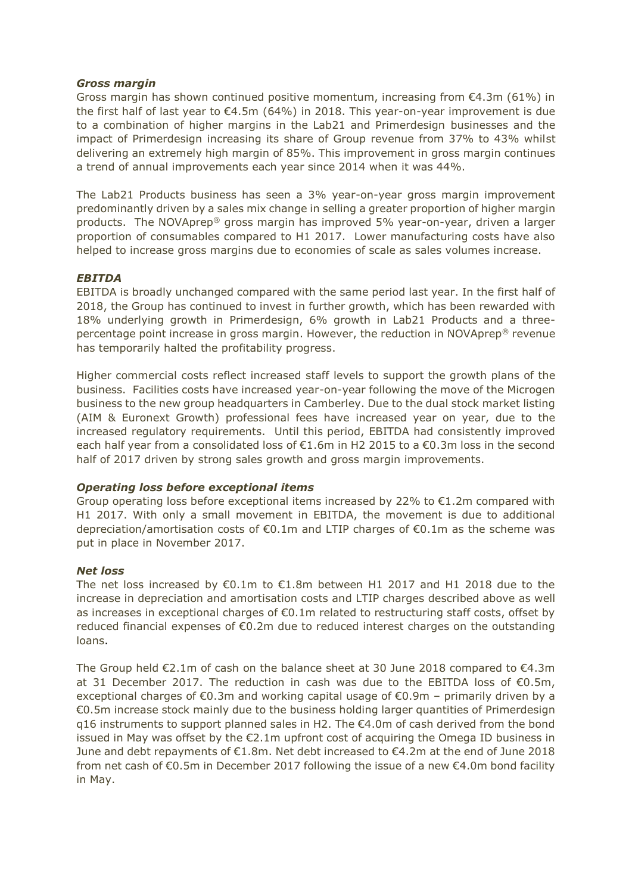### *Gross margin*

Gross margin has shown continued positive momentum, increasing from €4.3m (61%) in the first half of last year to €4.5m (64%) in 2018. This year-on-year improvement is due to a combination of higher margins in the Lab21 and Primerdesign businesses and the impact of Primerdesign increasing its share of Group revenue from 37% to 43% whilst delivering an extremely high margin of 85%. This improvement in gross margin continues a trend of annual improvements each year since 2014 when it was 44%.

The Lab21 Products business has seen a 3% year-on-year gross margin improvement predominantly driven by a sales mix change in selling a greater proportion of higher margin products. The NOVAprep® gross margin has improved 5% year-on-year, driven a larger proportion of consumables compared to H1 2017. Lower manufacturing costs have also helped to increase gross margins due to economies of scale as sales volumes increase.

### *EBITDA*

EBITDA is broadly unchanged compared with the same period last year. In the first half of 2018, the Group has continued to invest in further growth, which has been rewarded with 18% underlying growth in Primerdesign, 6% growth in Lab21 Products and a three-percentage point increase in gross margin. However, the reduction in NOVAprep® revenue has temporarily halted the profitability progress.

Higher commercial costs reflect increased staff levels to support the growth plans of the business. Facilities costs have increased year-on-year following the move of the Microgen business to the new group headquarters in Camberley. Due to the dual stock market listing (AIM & Euronext Growth) professional fees have increased year on year, due to the increased regulatory requirements. Until this period, EBITDA had consistently improved each half year from a consolidated loss of €1.6m in H2 2015 to a €0.3m loss in the second half of 2017 driven by strong sales growth and gross margin improvements.

### *Operating loss before exceptional items*

Group operating loss before exceptional items increased by 22% to €1.2m compared with H1 2017. With only a small movement in EBITDA, the movement is due to additional depreciation/amortisation costs of €0.1m and LTIP charges of €0.1m as the scheme was put in place in November 2017.

### *Net loss*

The net loss increased by €0.1m to €1.8m between H1 2017 and H1 2018 due to the increase in depreciation and amortisation costs and LTIP charges described above as well as increases in exceptional charges of €0.1m related to restructuring staff costs, offset by reduced financial expenses of €0.2m due to reduced interest charges on the outstanding loans.

The Group held €2.1m of cash on the balance sheet at 30 June 2018 compared to €4.3m at 31 December 2017. The reduction in cash was due to the EBITDA loss of €0.5m, exceptional charges of €0.3m and working capital usage of €0.9m – primarily driven by a €0.5m increase stock mainly due to the business holding larger quantities of Primerdesign q16 instruments to support planned sales in H2. The €4.0m of cash derived from the bond issued in May was offset by the €2.1m upfront cost of acquiring the Omega ID business in June and debt repayments of €1.8m. Net debt increased to €4.2m at the end of June 2018 from net cash of €0.5m in December 2017 following the issue of a new €4.0m bond facility in May.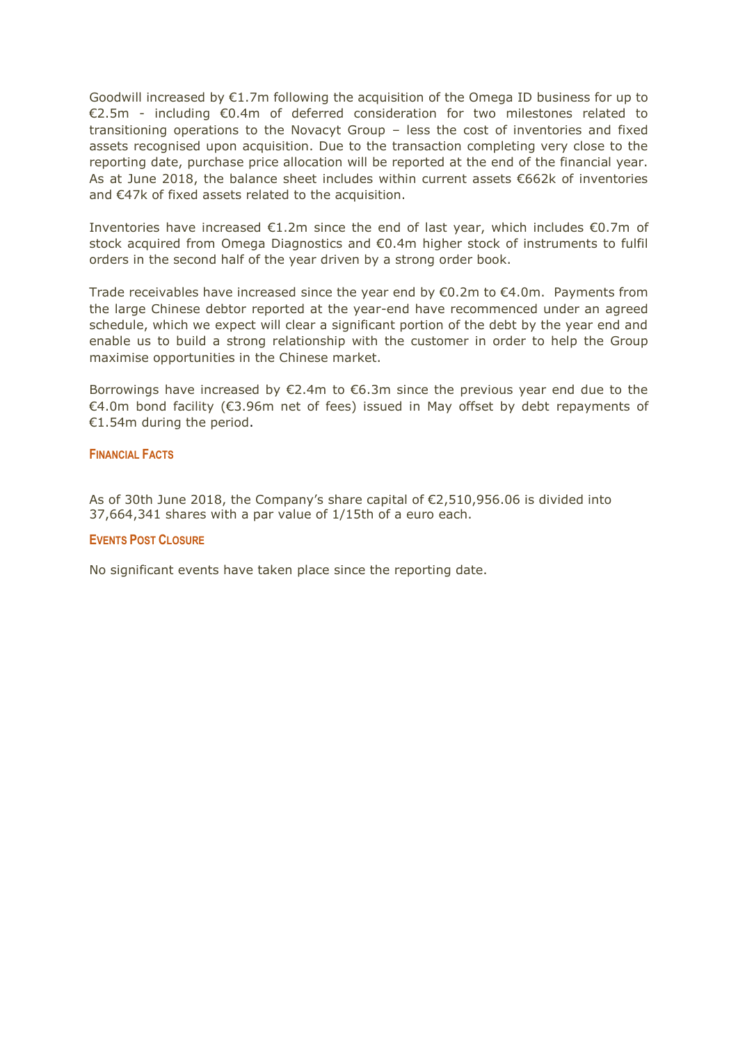Goodwill increased by €1.7m following the acquisition of the Omega ID business for up to €2.5m - including €0.4m of deferred consideration for two milestones related to transitioning operations to the Novacyt Group – less the cost of inventories and fixed assets recognised upon acquisition. Due to the transaction completing very close to the reporting date, purchase price allocation will be reported at the end of the financial year. As at June 2018, the balance sheet includes within current assets €662k of inventories and €47k of fixed assets related to the acquisition.

Inventories have increased €1.2m since the end of last year, which includes €0.7m of stock acquired from Omega Diagnostics and €0.4m higher stock of instruments to fulfil orders in the second half of the year driven by a strong order book.

Trade receivables have increased since the year end by €0.2m to €4.0m. Payments from the large Chinese debtor reported at the year-end have recommenced under an agreed schedule, which we expect will clear a significant portion of the debt by the year end and enable us to build a strong relationship with the customer in order to help the Group maximise opportunities in the Chinese market.

Borrowings have increased by €2.4m to €6.3m since the previous year end due to the €4.0m bond facility (€3.96m net of fees) issued in May offset by debt repayments of €1.54m during the period.

## Financial Facts

As of 30th June 2018, the Company's share capital of €2,510,956.06 is divided into 37,664,341 shares with a par value of 1/15th of a euro each.

## Events Post Closure

No significant events have taken place since the reporting date.